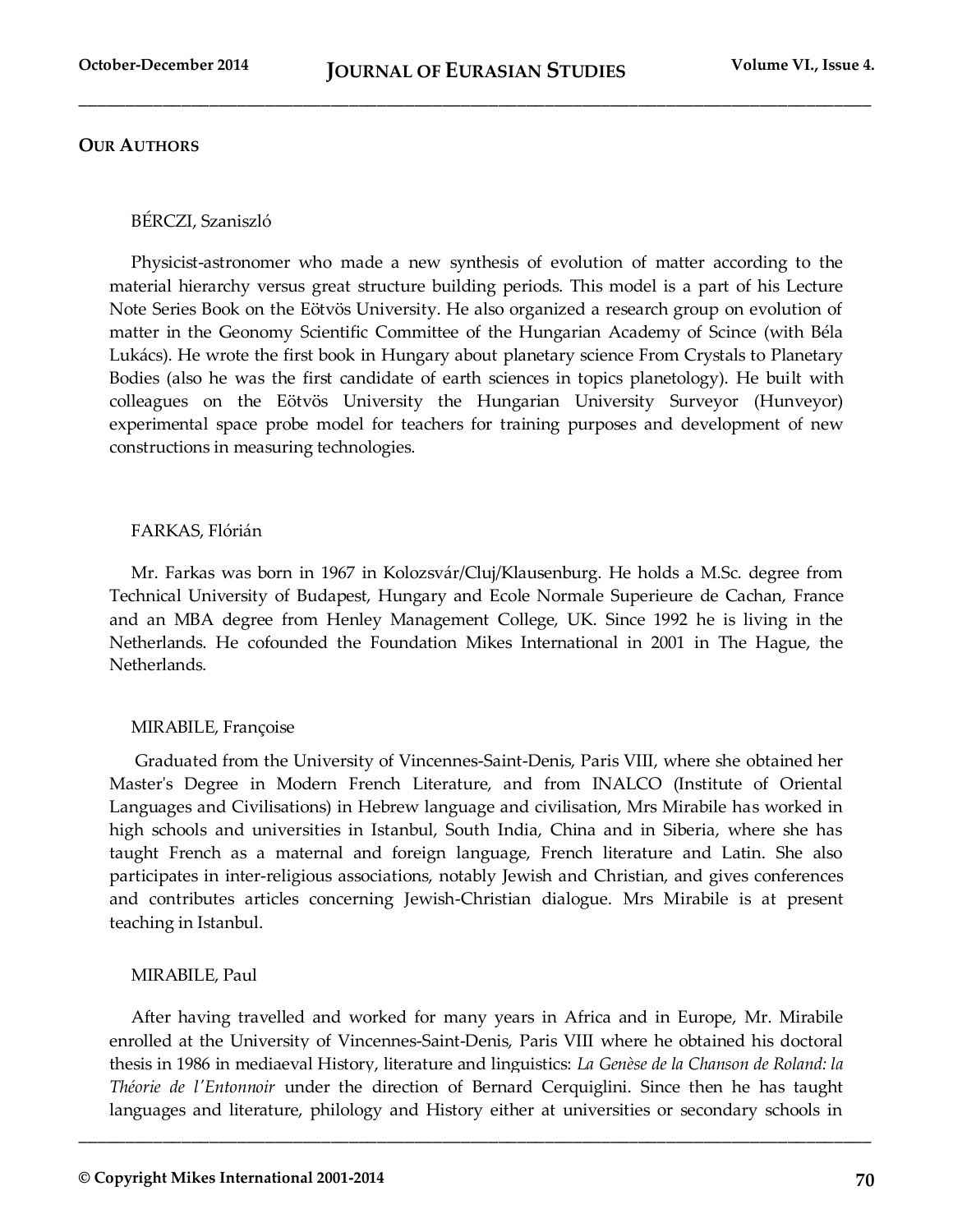## Our Authors

BÉRCZI, Szaniszló

Physicist-astronomer who made a new synthesis of evolution of matter according to the material hierarchy versus great structure building periods. This model is a part of his Lecture Note Series Book on the Eötvös University. He also organized a research group on evolution of matter in the Geonomy Scientific Committee of the Hungarian Academy of Scince (with Béla Lukács). He wrote the first book in Hungary about planetary science From Crystals to Planetary Bodies (also he was the first candidate of earth sciences in topics planetology). He built with colleagues on the Eötvös University the Hungarian University Surveyor (Hunveyor) experimental space probe model for teachers for training purposes and development of new constructions in measuring technologies.

FARKAS, Flórián

Mr. Farkas was born in 1967 in Kolozsvár/Cluj/Klausenburg. He holds a M.Sc. degree from Technical University of Budapest, Hungary and Ecole Normale Superieure de Cachan, France and an MBA degree from Henley Management College, UK. Since 1992 he is living in the Netherlands. He cofounded the Foundation Mikes International in 2001 in The Hague, the Netherlands.

MIRABILE, Françoise

Graduated from the University of Vincennes-Saint-Denis, Paris VIII, where she obtained her Master's Degree in Modern French Literature, and from INALCO (Institute of Oriental Languages and Civilisations) in Hebrew language and civilisation, Mrs Mirabile has worked in high schools and universities in Istanbul, South India, China and in Siberia, where she has taught French as a maternal and foreign language, French literature and Latin. She also participates in inter-religious associations, notably Jewish and Christian, and gives conferences and contributes articles concerning Jewish-Christian dialogue. Mrs Mirabile is at present teaching in Istanbul.

MIRABILE, Paul

After having travelled and worked for many years in Africa and in Europe, Mr. Mirabile enrolled at the University of Vincennes-Saint-Denis, Paris VIII where he obtained his doctoral thesis in 1986 in mediaeval History, literature and linguistics: *La Genèse de la Chanson de Roland: la Théorie de l'Entonnoir* under the direction of Bernard Cerquiglini. Since then he has taught languages and literature, philology and History either at universities or secondary schools in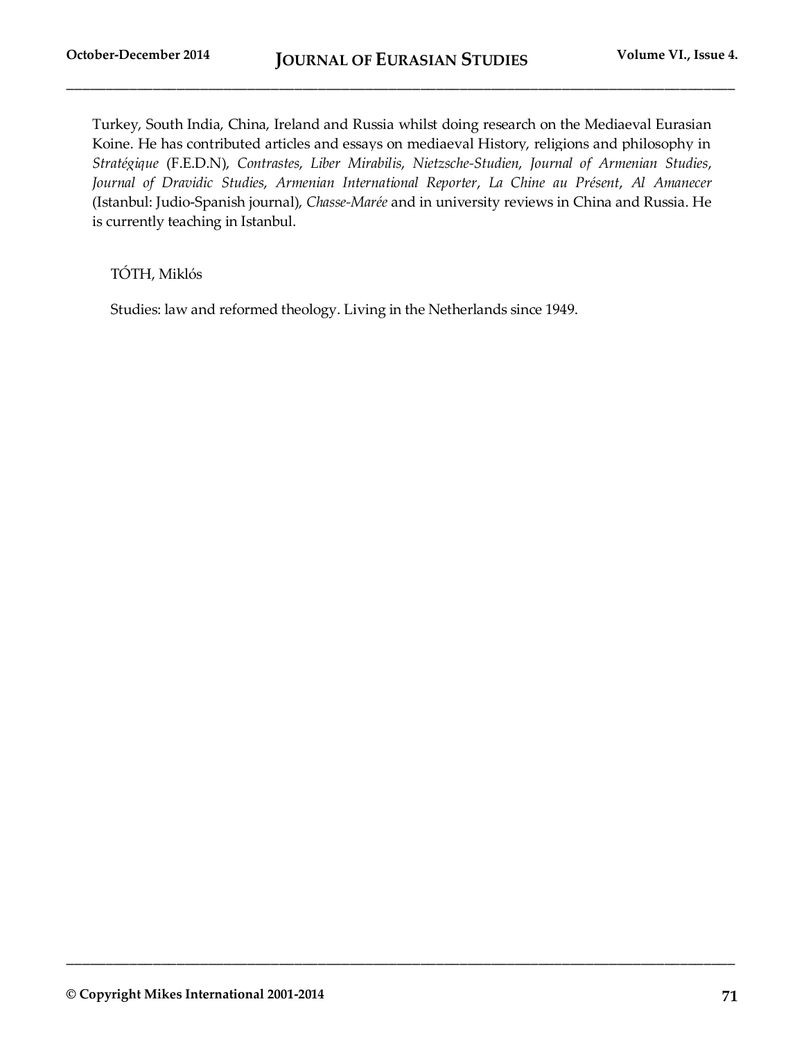Turkey, South India, China, Ireland and Russia whilst doing research on the Mediaeval Eurasian Koine. He has contributed articles and essays on mediaeval History, religions and philosophy in *Stratégique* (F.E.D.N), *Contrastes*, *Liber Mirabilis*, *Nietzsche-Studien*, *Journal of Armenian Studies*, *Journal of Dravidic Studies*, *Armenian International Reporter*, *La Chine au Présent*, *Al Amanecer* (Istanbul: Judio-Spanish journal), *Chasse-Marée* and in university reviews in China and Russia. He is currently teaching in Istanbul.

TÓTH, Miklós

Studies: law and reformed theology. Living in the Netherlands since 1949.